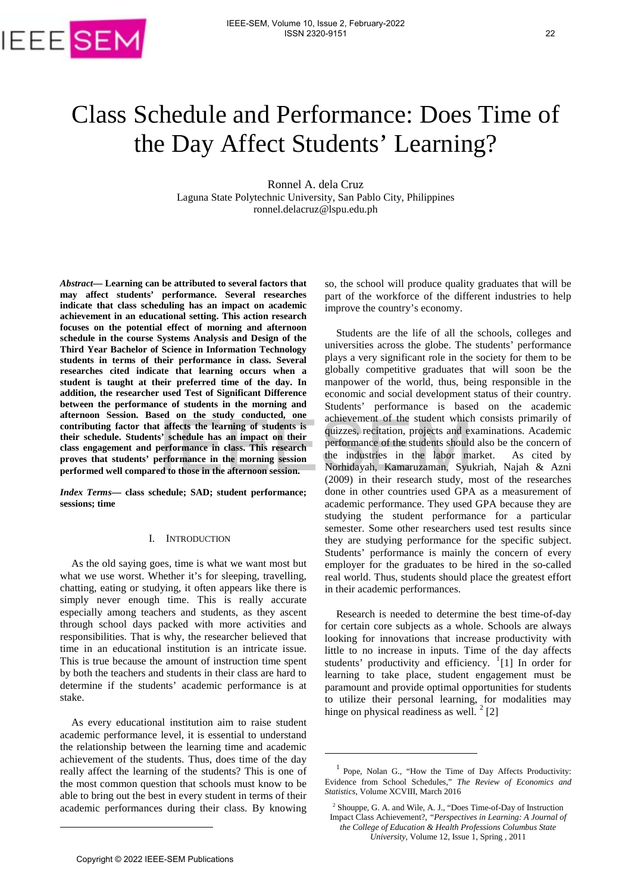# Class Schedule and Performance: Does Time of the Day Affect Students' Learning?

Ronnel A. dela Cruz
Laguna State Polytechnic University, San Pablo City, Philippines
ronnel.delacruz@lspu.edu.ph

***Abstract*— Learning can be attributed to several factors that may affect students' performance. Several researches indicate that class scheduling has an impact on academic achievement in an educational setting. This action research focuses on the potential effect of morning and afternoon schedule in the course Systems Analysis and Design of the Third Year Bachelor of Science in Information Technology students in terms of their performance in class. Several researches cited indicate that learning occurs when a student is taught at their preferred time of the day. In addition, the researcher used Test of Significant Difference between the performance of students in the morning and afternoon Session. Based on the study conducted, one contributing factor that affects the learning of students is their schedule. Students' schedule has an impact on their class engagement and performance in class. This research proves that students' performance in the morning session performed well compared to those in the afternoon session.**

***Index Terms*— class schedule; SAD; student performance; sessions; time**

## I. Introduction

As the old saying goes, time is what we want most but what we use worst. Whether it's for sleeping, travelling, chatting, eating or studying, it often appears like there is simply never enough time. This is really accurate especially among teachers and students, as they ascent through school days packed with more activities and responsibilities. That is why, the researcher believed that time in an educational institution is an intricate issue. This is true because the amount of instruction time spent by both the teachers and students in their class are hard to determine if the students' academic performance is at stake.

As every educational institution aim to raise student academic performance level, it is essential to understand the relationship between the learning time and academic achievement of the students. Thus, does time of the day really affect the learning of the students? This is one of the most common question that schools must know to be able to bring out the best in every student in terms of their academic performances during their class. By knowing so, the school will produce quality graduates that will be part of the workforce of the different industries to help improve the country's economy.

Students are the life of all the schools, colleges and universities across the globe. The students' performance plays a very significant role in the society for them to be globally competitive graduates that will soon be the manpower of the world, thus, being responsible in the economic and social development status of their country. Students' performance is based on the academic achievement of the student which consists primarily of quizzes, recitation, projects and examinations. Academic performance of the students should also be the concern of the industries in the labor market. As cited by Norhidayah, Kamaruzaman, Syukriah, Najah & Azni (2009) in their research study, most of the researches done in other countries used GPA as a measurement of academic performance. They used GPA because they are studying the student performance for a particular semester. Some other researchers used test results since they are studying performance for the specific subject. Students' performance is mainly the concern of every employer for the graduates to be hired in the so-called real world. Thus, students should place the greatest effort in their academic performances.

Research is needed to determine the best time-of-day for certain core subjects as a whole. Schools are always looking for innovations that increase productivity with little to no increase in inputs. Time of the day affects students' productivity and efficiency. [1][1] In order for learning to take place, student engagement must be paramount and provide optimal opportunities for students to utilize their personal learning, for modalities may hinge on physical readiness as well. [2] [2]

---

[1] Pope, Nolan G., "How the Time of Day Affects Productivity: Evidence from School Schedules," *The Review of Economics and Statistics*, Volume XCVIII, March 2016

[2] Shouppe, G. A. and Wile, A. J., "Does Time-of-Day of Instruction Impact Class Achievement?, *"Perspectives in Learning: A Journal of the College of Education & Health Professions Columbus State University*, Volume 12, Issue 1, Spring , 2011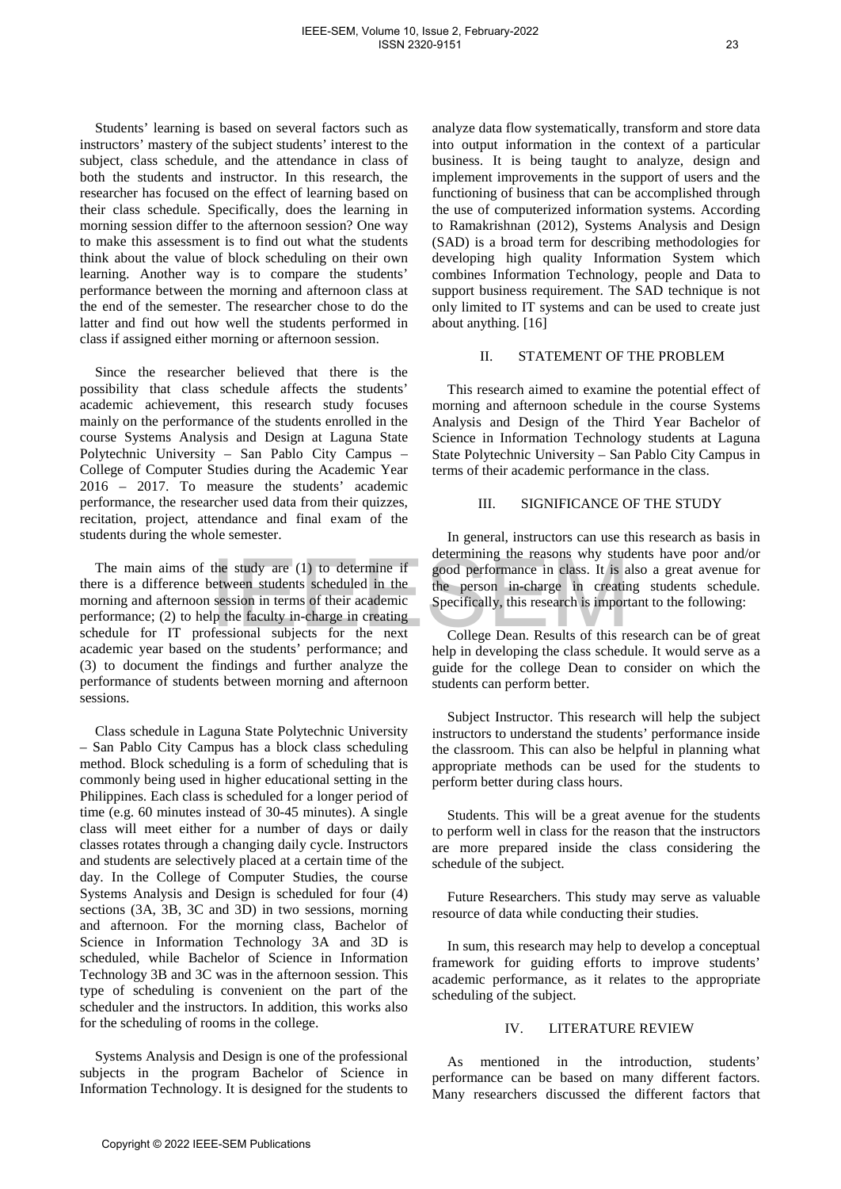Students' learning is based on several factors such as instructors' mastery of the subject students' interest to the subject, class schedule, and the attendance in class of both the students and instructor. In this research, the researcher has focused on the effect of learning based on their class schedule. Specifically, does the learning in morning session differ to the afternoon session? One way to make this assessment is to find out what the students think about the value of block scheduling on their own learning. Another way is to compare the students' performance between the morning and afternoon class at the end of the semester. The researcher chose to do the latter and find out how well the students performed in class if assigned either morning or afternoon session.

Since the researcher believed that there is the possibility that class schedule affects the students' academic achievement, this research study focuses mainly on the performance of the students enrolled in the course Systems Analysis and Design at Laguna State Polytechnic University – San Pablo City Campus – College of Computer Studies during the Academic Year 2016 – 2017. To measure the students' academic performance, the researcher used data from their quizzes, recitation, project, attendance and final exam of the students during the whole semester.

The main aims of the study are (1) to determine if there is a difference between students scheduled in the morning and afternoon session in terms of their academic performance; (2) to help the faculty in-charge in creating schedule for IT professional subjects for the next academic year based on the students' performance; and (3) to document the findings and further analyze the performance of students between morning and afternoon sessions.

Class schedule in Laguna State Polytechnic University – San Pablo City Campus has a block class scheduling method. Block scheduling is a form of scheduling that is commonly being used in higher educational setting in the Philippines. Each class is scheduled for a longer period of time (e.g. 60 minutes instead of 30-45 minutes). A single class will meet either for a number of days or daily classes rotates through a changing daily cycle. Instructors and students are selectively placed at a certain time of the day. In the College of Computer Studies, the course Systems Analysis and Design is scheduled for four (4) sections (3A, 3B, 3C and 3D) in two sessions, morning and afternoon. For the morning class, Bachelor of Science in Information Technology 3A and 3D is scheduled, while Bachelor of Science in Information Technology 3B and 3C was in the afternoon session. This type of scheduling is convenient on the part of the scheduler and the instructors. In addition, this works also for the scheduling of rooms in the college.

Systems Analysis and Design is one of the professional subjects in the program Bachelor of Science in Information Technology. It is designed for the students to analyze data flow systematically, transform and store data into output information in the context of a particular business. It is being taught to analyze, design and implement improvements in the support of users and the functioning of business that can be accomplished through the use of computerized information systems. According to Ramakrishnan (2012), Systems Analysis and Design (SAD) is a broad term for describing methodologies for developing high quality Information System which combines Information Technology, people and Data to support business requirement. The SAD technique is not only limited to IT systems and can be used to create just about anything. [16]

## II. STATEMENT OF THE PROBLEM

This research aimed to examine the potential effect of morning and afternoon schedule in the course Systems Analysis and Design of the Third Year Bachelor of Science in Information Technology students at Laguna State Polytechnic University – San Pablo City Campus in terms of their academic performance in the class.

## III. SIGNIFICANCE OF THE STUDY

In general, instructors can use this research as basis in determining the reasons why students have poor and/or good performance in class. It is also a great avenue for the person in-charge in creating students schedule. Specifically, this research is important to the following:

College Dean. Results of this research can be of great help in developing the class schedule. It would serve as a guide for the college Dean to consider on which the students can perform better.

Subject Instructor. This research will help the subject instructors to understand the students' performance inside the classroom. This can also be helpful in planning what appropriate methods can be used for the students to perform better during class hours.

Students. This will be a great avenue for the students to perform well in class for the reason that the instructors are more prepared inside the class considering the schedule of the subject.

Future Researchers. This study may serve as valuable resource of data while conducting their studies.

In sum, this research may help to develop a conceptual framework for guiding efforts to improve students' academic performance, as it relates to the appropriate scheduling of the subject.

## IV. LITERATURE REVIEW

As mentioned in the introduction, students' performance can be based on many different factors. Many researchers discussed the different factors that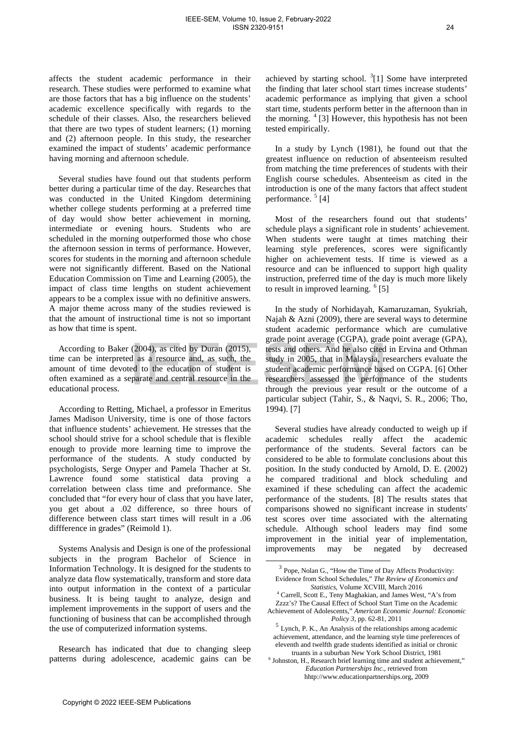affects the student academic performance in their research. These studies were performed to examine what are those factors that has a big influence on the students' academic excellence specifically with regards to the schedule of their classes. Also, the researchers believed that there are two types of student learners; (1) morning and (2) afternoon people. In this study, the researcher examined the impact of students' academic performance having morning and afternoon schedule.

Several studies have found out that students perform better during a particular time of the day. Researches that was conducted in the United Kingdom determining whether college students performing at a preferred time of day would show better achievement in morning, intermediate or evening hours. Students who are scheduled in the morning outperformed those who chose the afternoon session in terms of performance. However, scores for students in the morning and afternoon schedule were not significantly different. Based on the National Education Commission on Time and Learning (2005), the impact of class time lengths on student achievement appears to be a complex issue with no definitive answers. A major theme across many of the studies reviewed is that the amount of instructional time is not so important as how that time is spent.

According to Baker (2004), as cited by Duran (2015), time can be interpreted as a resource and, as such, the amount of time devoted to the education of student is often examined as a separate and central resource in the educational process.

According to Retting, Michael, a professor in Emeritus James Madison University, time is one of those factors that influence students' achievement. He stresses that the school should strive for a school schedule that is flexible enough to provide more learning time to improve the performance of the students. A study conducted by psychologists, Serge Onyper and Pamela Thacher at St. Lawrence found some statistical data proving a correlation between class time and preformance. She concluded that "for every hour of class that you have later, you get about a .02 difference, so three hours of difference between class start times will result in a .06 diffference in grades" (Reimold 1).

Systems Analysis and Design is one of the professional subjects in the program Bachelor of Science in Information Technology. It is designed for the students to analyze data flow systematically, transform and store data into output information in the context of a particular business. It is being taught to analyze, design and implement improvements in the support of users and the functioning of business that can be accomplished through the use of computerized information systems.

Research has indicated that due to changing sleep patterns during adolescence, academic gains can be achieved by starting school. [3][1] Some have interpreted the finding that later school start times increase students' academic performance as implying that given a school start time, students perform better in the afternoon than in the morning. [4] [3] However, this hypothesis has not been tested empirically.

In a study by Lynch (1981), he found out that the greatest influence on reduction of absenteeism resulted from matching the time preferences of students with their English course schedules. Absenteeism as cited in the introduction is one of the many factors that affect student performance. [5] [4]

Most of the researchers found out that students' schedule plays a significant role in students' achievement. When students were taught at times matching their learning style preferences, scores were significantly higher on achievement tests. If time is viewed as a resource and can be influenced to support high quality instruction, preferred time of the day is much more likely to result in improved learning. [6] [5]

In the study of Norhidayah, Kamaruzaman, Syukriah, Najah & Azni (2009), there are several ways to determine student academic performance which are cumulative grade point average (CGPA), grade point average (GPA), tests and others. And he also cited in Ervina and Othman study in 2005, that in Malaysia, researchers evaluate the student academic performance based on CGPA. [6] Other researchers assessed the performance of the students through the previous year result or the outcome of a particular subject (Tahir, S., & Naqvi, S. R., 2006; Tho, 1994). [7]

Several studies have already conducted to weigh up if academic schedules really affect the academic performance of the students. Several factors can be considered to be able to formulate conclusions about this position. In the study conducted by Arnold, D. E. (2002) he compared traditional and block scheduling and examined if these scheduling can affect the academic performance of the students. [8] The results states that comparisons showed no significant increase in students' test scores over time associated with the alternating schedule. Although school leaders may find some improvement in the initial year of implementation, improvements may be negated by decreased

---

[3] Pope, Nolan G., "How the Time of Day Affects Productivity: Evidence from School Schedules," *The Review of Economics and Statistics*, Volume XCVIII, March 2016

[4] Carrell, Scott E., Teny Maghakian, and James West, "A's from Zzzz's? The Causal Effect of School Start Time on the Academic Achievement of Adolescents," *American Economic Journal: Economic Policy 3*, pp. 62-81, 2011

[5] Lynch, P. K., An Analysis of the relationships among academic achievement, attendance, and the learning style time preferences of eleventh and twelfth grade students identified as initial or chronic truants in a suburban New York School District, 1981

[6] Johnston, H., Research brief learning time and student achievement," *Education Partnerships Inc.*, retrieved from hhtp://www.educationpartnerships.org, 2009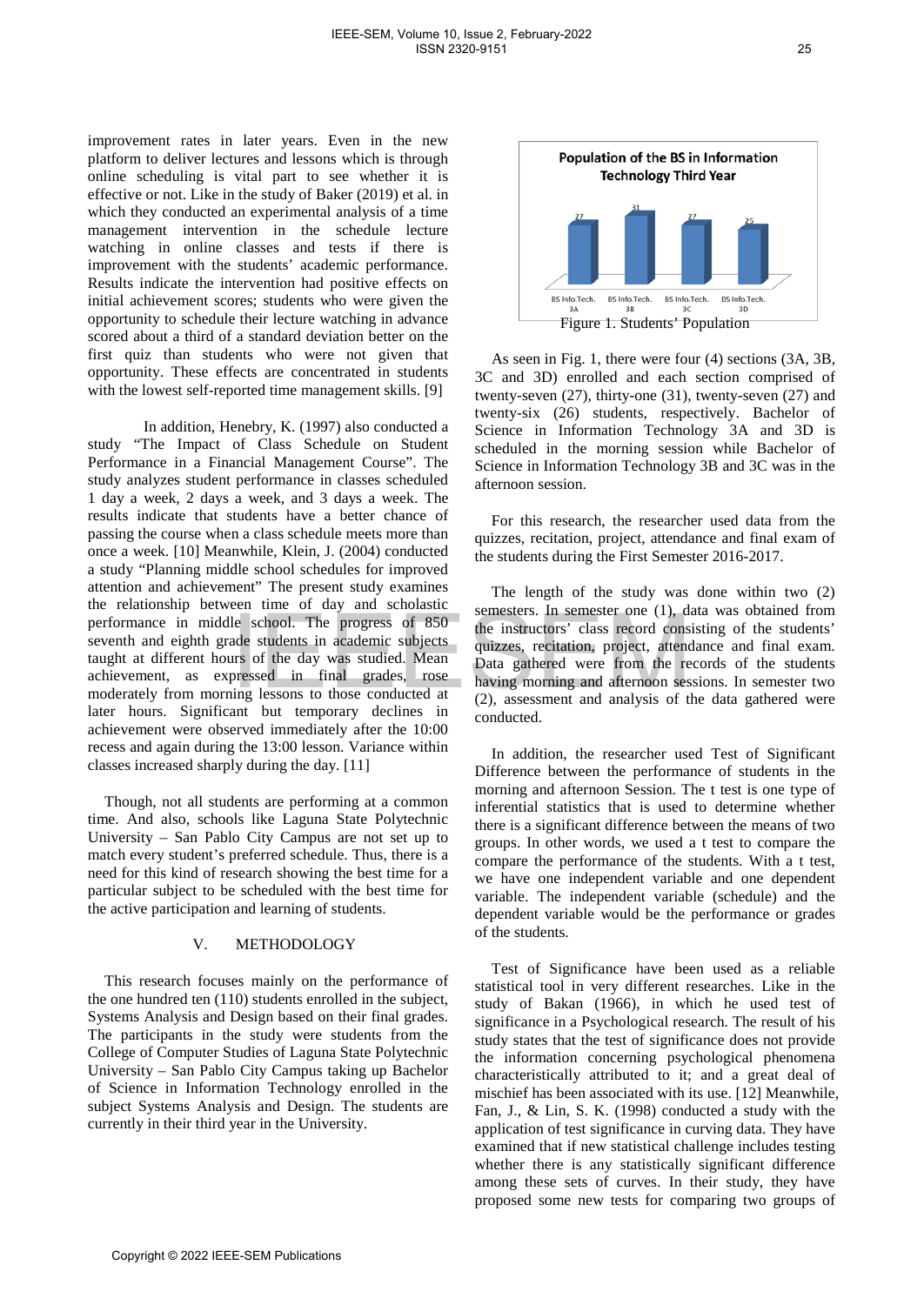improvement rates in later years. Even in the new platform to deliver lectures and lessons which is through online scheduling is vital part to see whether it is effective or not. Like in the study of Baker (2019) et al. in which they conducted an experimental analysis of a time management intervention in the schedule lecture watching in online classes and tests if there is improvement with the students' academic performance. Results indicate the intervention had positive effects on initial achievement scores; students who were given the opportunity to schedule their lecture watching in advance scored about a third of a standard deviation better on the first quiz than students who were not given that opportunity. These effects are concentrated in students with the lowest self-reported time management skills. [9]

In addition, Henebry, K. (1997) also conducted a study "The Impact of Class Schedule on Student Performance in a Financial Management Course". The study analyzes student performance in classes scheduled 1 day a week, 2 days a week, and 3 days a week. The results indicate that students have a better chance of passing the course when a class schedule meets more than once a week. [10] Meanwhile, Klein, J. (2004) conducted a study "Planning middle school schedules for improved attention and achievement" The present study examines the relationship between time of day and scholastic performance in middle school. The progress of 850 seventh and eighth grade students in academic subjects taught at different hours of the day was studied. Mean achievement, as expressed in final grades, rose moderately from morning lessons to those conducted at later hours. Significant but temporary declines in achievement were observed immediately after the 10:00 recess and again during the 13:00 lesson. Variance within classes increased sharply during the day. [11]

Though, not all students are performing at a common time. And also, schools like Laguna State Polytechnic University – San Pablo City Campus are not set up to match every student's preferred schedule. Thus, there is a need for this kind of research showing the best time for a particular subject to be scheduled with the best time for the active participation and learning of students.

## V. METHODOLOGY

This research focuses mainly on the performance of the one hundred ten (110) students enrolled in the subject, Systems Analysis and Design based on their final grades. The participants in the study were students from the College of Computer Studies of Laguna State Polytechnic University – San Pablo City Campus taking up Bachelor of Science in Information Technology enrolled in the subject Systems Analysis and Design. The students are currently in their third year in the University.

**Population of the BS in Information Technology Third Year**

| Section | Population |
|---|---|
| BS Info.Tech. 3A | 27 |
| BS Info.Tech. 3B | 31 |
| BS Info.Tech. 3C | 27 |
| BS Info.Tech. 3D | 25 |

Figure 1. Students' Population

As seen in Fig. 1, there were four (4) sections (3A, 3B, 3C and 3D) enrolled and each section comprised of twenty-seven (27), thirty-one (31), twenty-seven (27) and twenty-six (26) students, respectively. Bachelor of Science in Information Technology 3A and 3D is scheduled in the morning session while Bachelor of Science in Information Technology 3B and 3C was in the afternoon session.

For this research, the researcher used data from the quizzes, recitation, project, attendance and final exam of the students during the First Semester 2016-2017.

The length of the study was done within two (2) semesters. In semester one (1), data was obtained from the instructors' class record consisting of the students' quizzes, recitation, project, attendance and final exam. Data gathered were from the records of the students having morning and afternoon sessions. In semester two (2), assessment and analysis of the data gathered were conducted.

In addition, the researcher used Test of Significant Difference between the performance of students in the morning and afternoon Session. The t test is one type of inferential statistics that is used to determine whether there is a significant difference between the means of two groups. In other words, we used a t test to compare the compare the performance of the students. With a t test, we have one independent variable and one dependent variable. The independent variable (schedule) and the dependent variable would be the performance or grades of the students.

Test of Significance have been used as a reliable statistical tool in very different researches. Like in the study of Bakan (1966), in which he used test of significance in a Psychological research. The result of his study states that the test of significance does not provide the information concerning psychological phenomena characteristically attributed to it; and a great deal of mischief has been associated with its use. [12] Meanwhile, Fan, J., & Lin, S. K. (1998) conducted a study with the application of test significance in curving data. They have examined that if new statistical challenge includes testing whether there is any statistically significant difference among these sets of curves. In their study, they have proposed some new tests for comparing two groups of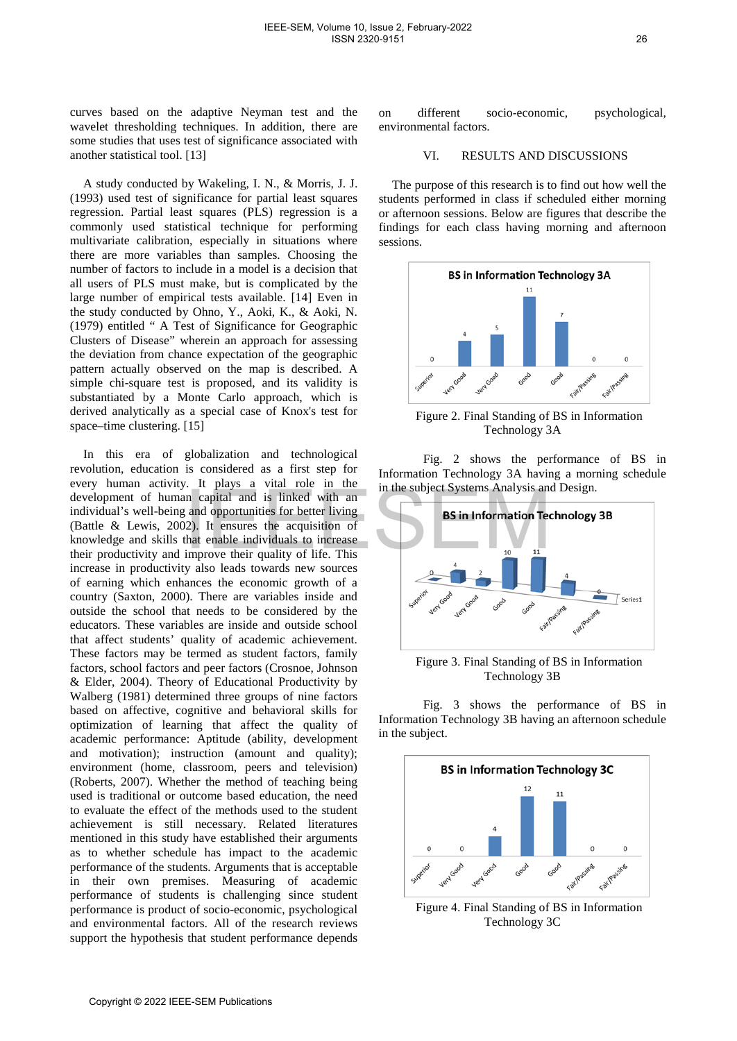curves based on the adaptive Neyman test and the wavelet thresholding techniques. In addition, there are some studies that uses test of significance associated with another statistical tool. [13]

A study conducted by Wakeling, I. N., & Morris, J. J. (1993) used test of significance for partial least squares regression. Partial least squares (PLS) regression is a commonly used statistical technique for performing multivariate calibration, especially in situations where there are more variables than samples. Choosing the number of factors to include in a model is a decision that all users of PLS must make, but is complicated by the large number of empirical tests available. [14] Even in the study conducted by Ohno, Y., Aoki, K., & Aoki, N. (1979) entitled " A Test of Significance for Geographic Clusters of Disease" wherein an approach for assessing the deviation from chance expectation of the geographic pattern actually observed on the map is described. A simple chi-square test is proposed, and its validity is substantiated by a Monte Carlo approach, which is derived analytically as a special case of Knox's test for space–time clustering. [15]

In this era of globalization and technological revolution, education is considered as a first step for every human activity. It plays a vital role in the development of human capital and is linked with an individual's well-being and opportunities for better living (Battle & Lewis, 2002). It ensures the acquisition of knowledge and skills that enable individuals to increase their productivity and improve their quality of life. This increase in productivity also leads towards new sources of earning which enhances the economic growth of a country (Saxton, 2000). There are variables inside and outside the school that needs to be considered by the educators. These variables are inside and outside school that affect students' quality of academic achievement. These factors may be termed as student factors, family factors, school factors and peer factors (Crosnoe, Johnson & Elder, 2004). Theory of Educational Productivity by Walberg (1981) determined three groups of nine factors based on affective, cognitive and behavioral skills for optimization of learning that affect the quality of academic performance: Aptitude (ability, development and motivation); instruction (amount and quality); environment (home, classroom, peers and television) (Roberts, 2007). Whether the method of teaching being used is traditional or outcome based education, the need to evaluate the effect of the methods used to the student achievement is still necessary. Related literatures mentioned in this study have established their arguments as to whether schedule has impact to the academic performance of the students. Arguments that is acceptable in their own premises. Measuring of academic performance of students is challenging since student performance is product of socio-economic, psychological and environmental factors. All of the research reviews support the hypothesis that student performance depends on different socio-economic, psychological, environmental factors.

## VI. RESULTS AND DISCUSSIONS

The purpose of this research is to find out how well the students performed in class if scheduled either morning or afternoon sessions. Below are figures that describe the findings for each class having morning and afternoon sessions.

Figure 2. Final Standing of BS in Information Technology 3A

Fig. 2 shows the performance of BS in Information Technology 3A having a morning schedule in the subject Systems Analysis and Design.

Figure 3. Final Standing of BS in Information Technology 3B

Fig. 3 shows the performance of BS in Information Technology 3B having an afternoon schedule in the subject.

Figure 4. Final Standing of BS in Information Technology 3C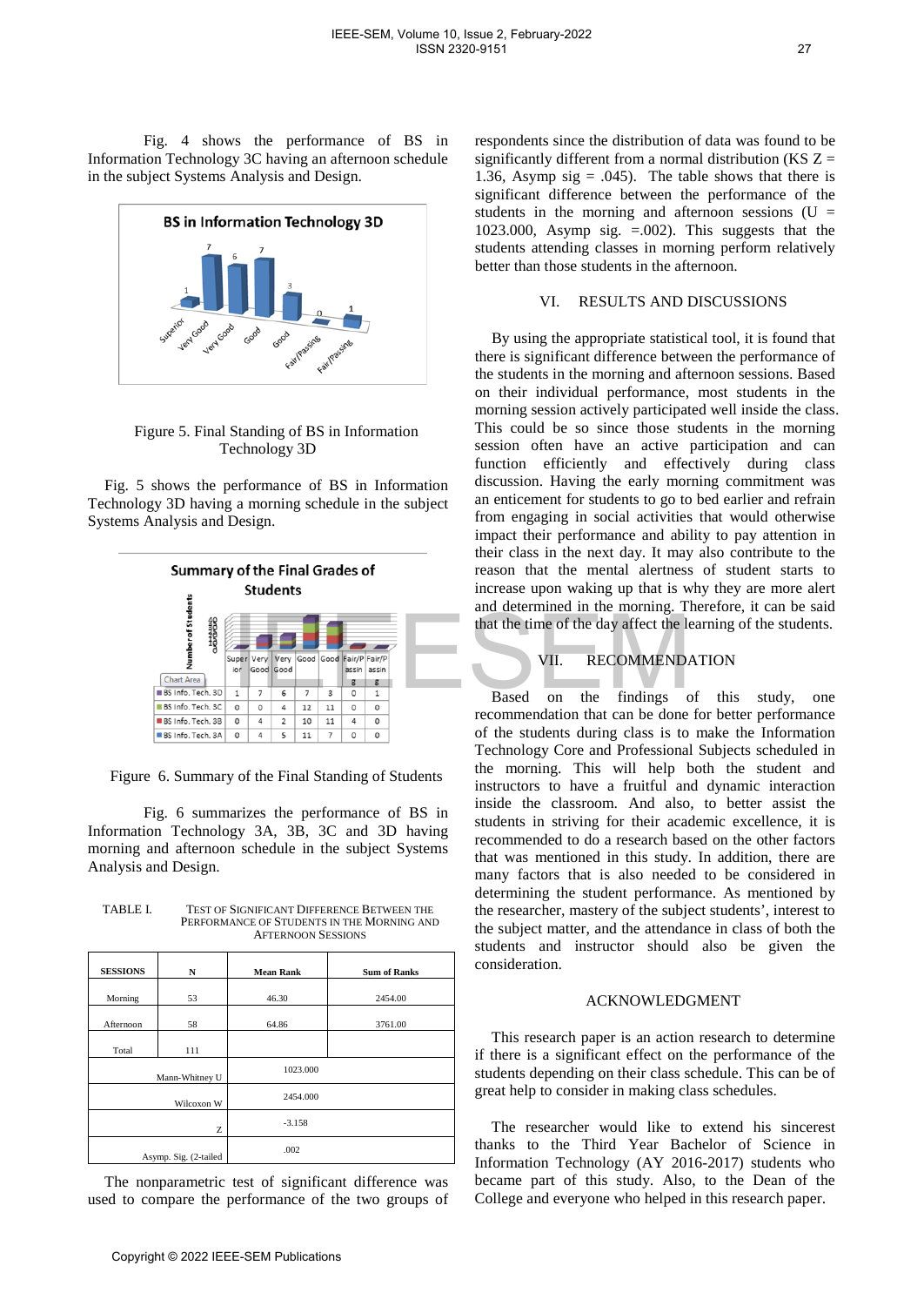Fig. 4 shows the performance of BS in Information Technology 3C having an afternoon schedule in the subject Systems Analysis and Design.

Figure 5. Final Standing of BS in Information Technology 3D

Fig. 5 shows the performance of BS in Information Technology 3D having a morning schedule in the subject Systems Analysis and Design.

Figure 6. Summary of the Final Standing of Students

Fig. 6 summarizes the performance of BS in Information Technology 3A, 3B, 3C and 3D having morning and afternoon schedule in the subject Systems Analysis and Design.

TABLE I. TEST OF SIGNIFICANT DIFFERENCE BETWEEN THE PERFORMANCE OF STUDENTS IN THE MORNING AND AFTERNOON SESSIONS

| SESSIONS | N | Mean Rank | Sum of Ranks |
|---|---|---|---|
| Morning | 53 | 46.30 | 2454.00 |
| Afternoon | 58 | 64.86 | 3761.00 |
| Total | 111 | | |
| Mann-Whitney U | | 1023.000 | |
| Wilcoxon W | | 2454.000 | |
| Z | | -3.158 | |
| Asymp. Sig. (2-tailed | | .002 | |

The nonparametric test of significant difference was used to compare the performance of the two groups of respondents since the distribution of data was found to be significantly different from a normal distribution (KS Z = 1.36, Asymp sig = .045). The table shows that there is significant difference between the performance of the students in the morning and afternoon sessions (U = 1023.000, Asymp sig. =.002). This suggests that the students attending classes in morning perform relatively better than those students in the afternoon.

## VI. RESULTS AND DISCUSSIONS

By using the appropriate statistical tool, it is found that there is significant difference between the performance of the students in the morning and afternoon sessions. Based on their individual performance, most students in the morning session actively participated well inside the class. This could be so since those students in the morning session often have an active participation and can function efficiently and effectively during class discussion. Having the early morning commitment was an enticement for students to go to bed earlier and refrain from engaging in social activities that would otherwise impact their performance and ability to pay attention in their class in the next day. It may also contribute to the reason that the mental alertness of student starts to increase upon waking up that is why they are more alert and determined in the morning. Therefore, it can be said that the time of the day affect the learning of the students.

## VII. RECOMMENDATION

Based on the findings of this study, one recommendation that can be done for better performance of the students during class is to make the Information Technology Core and Professional Subjects scheduled in the morning. This will help both the student and instructors to have a fruitful and dynamic interaction inside the classroom. And also, to better assist the students in striving for their academic excellence, it is recommended to do a research based on the other factors that was mentioned in this study. In addition, there are many factors that is also needed to be considered in determining the student performance. As mentioned by the researcher, mastery of the subject students', interest to the subject matter, and the attendance in class of both the students and instructor should also be given the consideration.

## ACKNOWLEDGMENT

This research paper is an action research to determine if there is a significant factor on the performance of the students depending on their class schedule. This can be of great help to consider in making class schedules.

The researcher would like to extend his sincerest thanks to the Third Year Bachelor of Science in Information Technology (AY 2016-2017) students who became part of this study. Also, to the Dean of the College and everyone who helped in this research paper.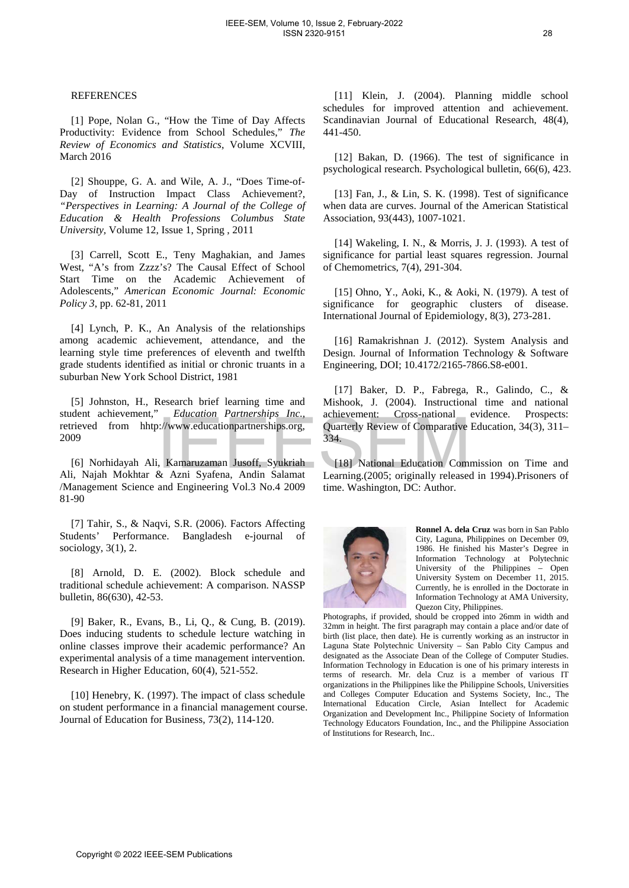## REFERENCES

[1] Pope, Nolan G., "How the Time of Day Affects Productivity: Evidence from School Schedules," *The Review of Economics and Statistics*, Volume XCVIII, March 2016

[2] Shouppe, G. A. and Wile, A. J., "Does Time-of-Day of Instruction Impact Class Achievement?, *"Perspectives in Learning: A Journal of the College of Education & Health Professions Columbus State University*, Volume 12, Issue 1, Spring , 2011

[3] Carrell, Scott E., Teny Maghakian, and James West, "A's from Zzzz's? The Causal Effect of School Start Time on the Academic Achievement of Adolescents," *American Economic Journal: Economic Policy 3*, pp. 62-81, 2011

[4] Lynch, P. K., An Analysis of the relationships among academic achievement, attendance, and the learning style time preferences of eleventh and twelfth grade students identified as initial or chronic truants in a suburban New York School District, 1981

[5] Johnston, H., Research brief learning time and student achievement," *Education Partnerships Inc.*, retrieved from hhtp://www.educationpartnerships.org, 2009

[6] Norhidayah Ali, Kamaruzaman Jusoff, Syukriah Ali, Najah Mokhtar & Azni Syafena, Andin Salamat /Management Science and Engineering Vol.3 No.4 2009 81-90

[7] Tahir, S., & Naqvi, S.R. (2006). Factors Affecting Students' Performance. Bangladesh e-journal of sociology, 3(1), 2.

[8] Arnold, D. E. (2002). Block schedule and traditional schedule achievement: A comparison. NASSP bulletin, 86(630), 42-53.

[9] Baker, R., Evans, B., Li, Q., & Cung, B. (2019). Does inducing students to schedule lecture watching in online classes improve their academic performance? An experimental analysis of a time management intervention. Research in Higher Education, 60(4), 521-552.

[10] Henebry, K. (1997). The impact of class schedule on student performance in a financial management course. Journal of Education for Business, 73(2), 114-120.

[11] Klein, J. (2004). Planning middle school schedules for improved attention and achievement. Scandinavian Journal of Educational Research, 48(4), 441-450.

[12] Bakan, D. (1966). The test of significance in psychological research. Psychological bulletin, 66(6), 423.

[13] Fan, J., & Lin, S. K. (1998). Test of significance when data are curves. Journal of the American Statistical Association, 93(443), 1007-1021.

[14] Wakeling, I. N., & Morris, J. J. (1993). A test of significance for partial least squares regression. Journal of Chemometrics, 7(4), 291-304.

[15] Ohno, Y., Aoki, K., & Aoki, N. (1979). A test of significance for geographic clusters of disease. International Journal of Epidemiology, 8(3), 273-281.

[16] Ramakrishnan J. (2012). System Analysis and Design. Journal of Information Technology & Software Engineering, DOI; 10.4172/2165-7866.S8-e001.

[17] Baker, D. P., Fabrega, R., Galindo, C., & Mishook, J. (2004). Instructional time and national achievement: Cross-national evidence. Prospects: Quarterly Review of Comparative Education, 34(3), 311–334.

[18] National Education Commission on Time and Learning.(2005; originally released in 1994).Prisoners of time. Washington, DC: Author.

**Ronnel A. dela Cruz** was born in San Pablo City, Laguna, Philippines on December 09, 1986. He finished his Master's Degree in Information Technology at Polytechnic University of the Philippines – Open University System on December 11, 2015. Currently, he is enrolled in the Doctorate in Information Technology at AMA University, Quezon City, Philippines.

Photographs, if provided, should be cropped into 26mm in width and 32mm in height. The first paragraph may contain a place and/or date of birth (list place, then date). He is currently working as an instructor in Laguna State Polytechnic University – San Pablo City Campus and designated as the Associate Dean of the College of Computer Studies. Information Technology in Education is one of his primary interests in terms of research. Mr. dela Cruz is a member of various IT organizations in the Philippines like the Philippine Schools, Universities and Colleges Computer Education and Systems Society, Inc., The International Education Circle, Asian Intellect for Academic Organization and Development Inc., Philippine Society of Information Technology Educators Foundation, Inc., and the Philippine Association of Institutions for Research, Inc..